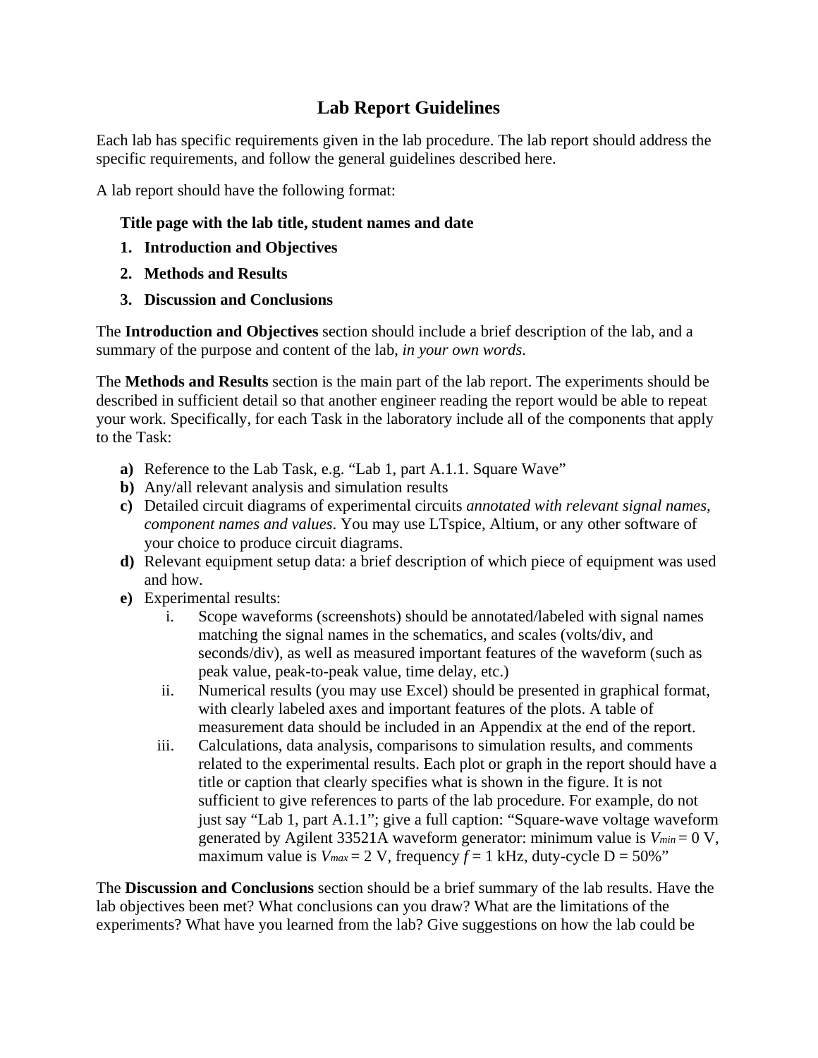# Lab Report Guidelines

Each lab has specific requirements given in the lab procedure. The lab report should address the specific requirements, and follow the general guidelines described here.

A lab report should have the following format:

**Title page with the lab title, student names and date**

1. **Introduction and Objectives**
2. **Methods and Results**
3. **Discussion and Conclusions**

The **Introduction and Objectives** section should include a brief description of the lab, and a summary of the purpose and content of the lab, *in your own words*.

The **Methods and Results** section is the main part of the lab report. The experiments should be described in sufficient detail so that another engineer reading the report would be able to repeat your work. Specifically, for each Task in the laboratory include all of the components that apply to the Task:

- **a)** Reference to the Lab Task, e.g. "Lab 1, part A.1.1. Square Wave"
- **b)** Any/all relevant analysis and simulation results
- **c)** Detailed circuit diagrams of experimental circuits *annotated with relevant signal names, component names and values*. You may use LTspice, Altium, or any other software of your choice to produce circuit diagrams.
- **d)** Relevant equipment setup data: a brief description of which piece of equipment was used and how.
- **e)** Experimental results:
  - i. Scope waveforms (screenshots) should be annotated/labeled with signal names matching the signal names in the schematics, and scales (volts/div, and seconds/div), as well as measured important features of the waveform (such as peak value, peak-to-peak value, time delay, etc.)
  - ii. Numerical results (you may use Excel) should be presented in graphical format, with clearly labeled axes and important features of the plots. A table of measurement data should be included in an Appendix at the end of the report.
  - iii. Calculations, data analysis, comparisons to simulation results, and comments related to the experimental results. Each plot or graph in the report should have a title or caption that clearly specifies what is shown in the figure. It is not sufficient to give references to parts of the lab procedure. For example, do not just say "Lab 1, part A.1.1"; give a full caption: "Square-wave voltage waveform generated by Agilent 33521A waveform generator: minimum value is $V_{min}$ = 0 V, maximum value is $V_{max}$ = 2 V, frequency $f$ = 1 kHz, duty-cycle D = 50%"

The **Discussion and Conclusions** section should be a brief summary of the lab results. Have the lab objectives been met? What conclusions can you draw? What are the limitations of the experiments? What have you learned from the lab? Give suggestions on how the lab could be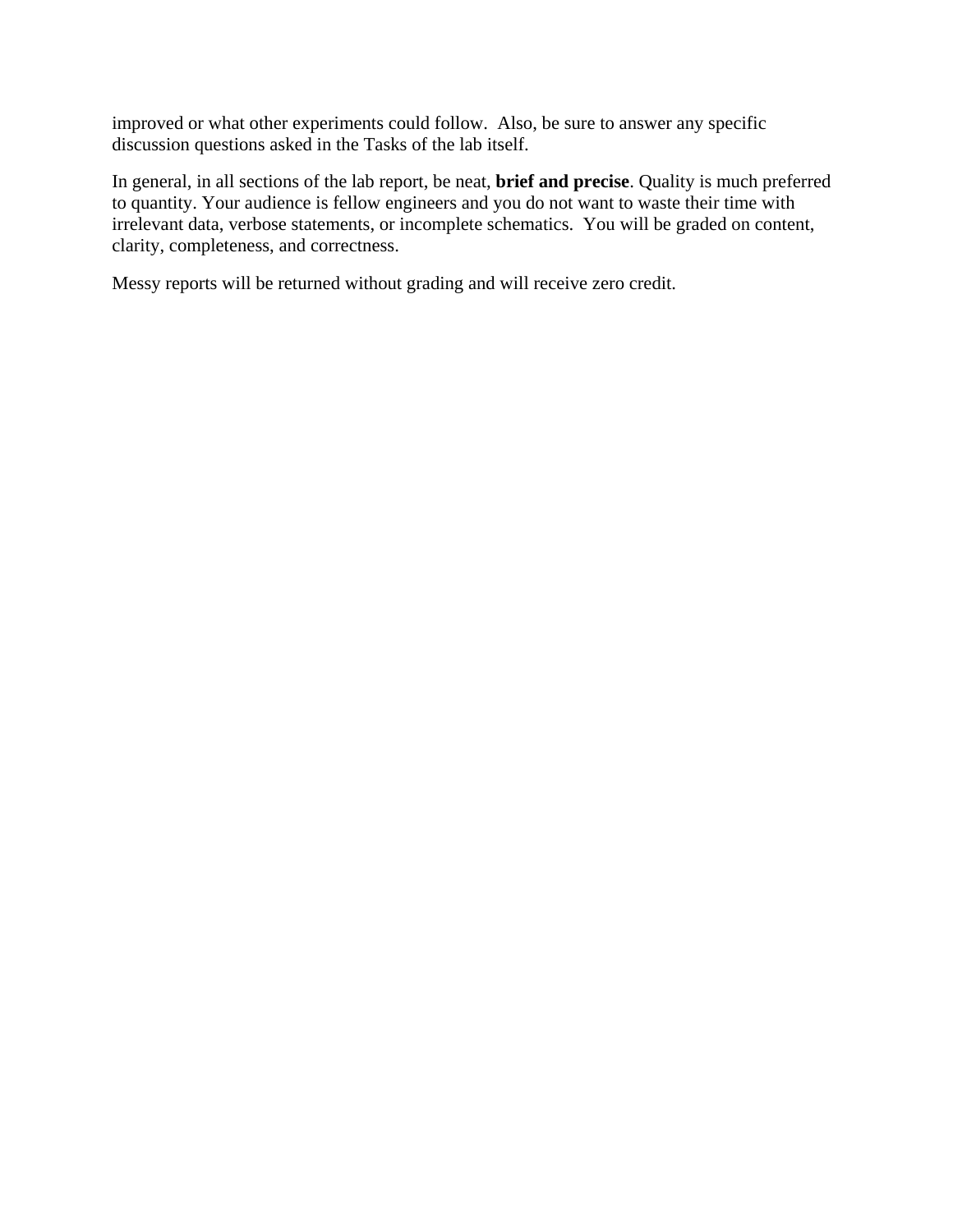improved or what other experiments could follow. Also, be sure to answer any specific discussion questions asked in the Tasks of the lab itself.

In general, in all sections of the lab report, be neat, **brief and precise**. Quality is much preferred to quantity. Your audience is fellow engineers and you do not want to waste their time with irrelevant data, verbose statements, or incomplete schematics. You will be graded on content, clarity, completeness, and correctness.

Messy reports will be returned without grading and will receive zero credit.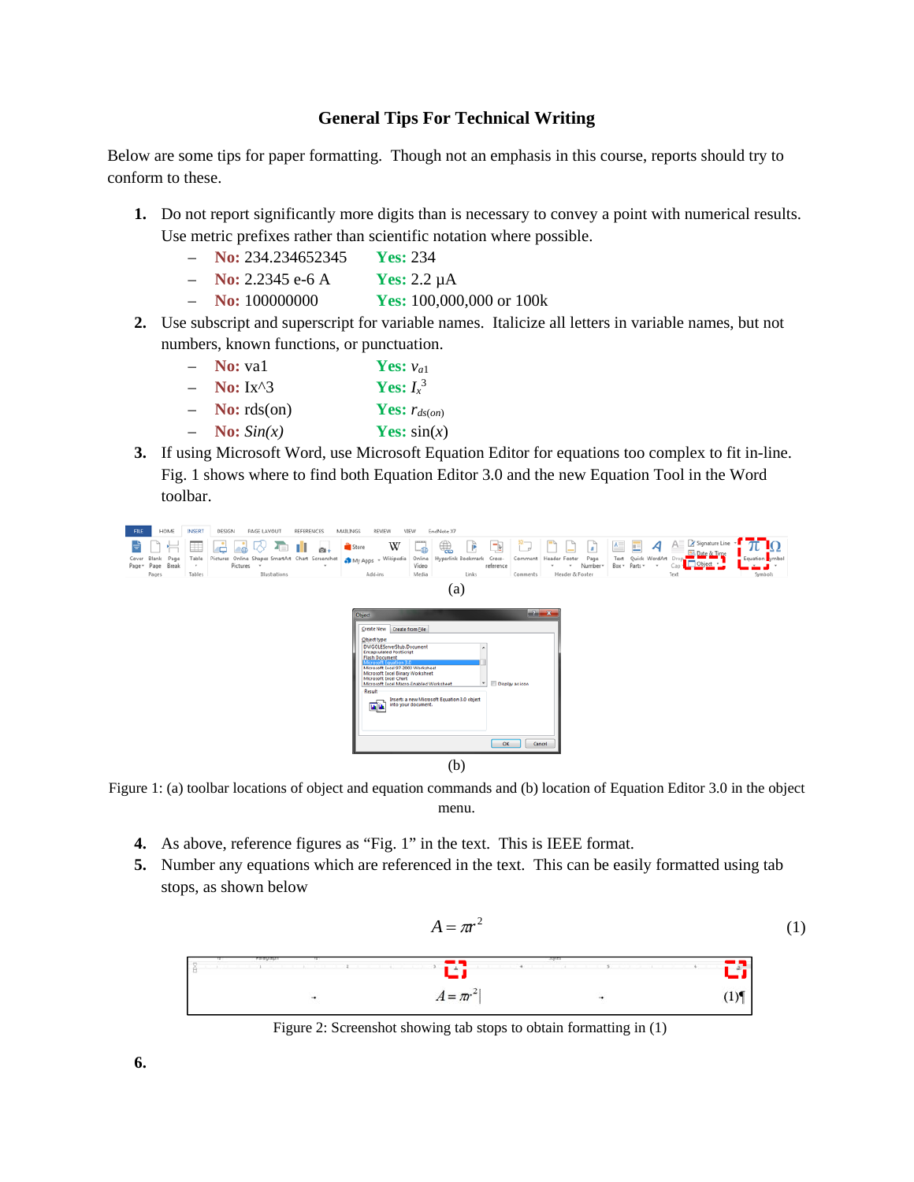# General Tips For Technical Writing

Below are some tips for paper formatting. Though not an emphasis in this course, reports should try to conform to these.

1. **Do not report significantly more digits than is necessary to convey a point with numerical results. Use metric prefixes rather than scientific notation where possible.**
   - **No:** 234.234652345 **Yes:** 234
   - **No:** 2.2345 e-6 A **Yes:** 2.2 µA
   - **No:** 100000000 **Yes:** 100,000,000 or 100k
2. Use subscript and superscript for variable names. Italicize all letters in variable names, but not numbers, known functions, or punctuation.
   - **No:** va1 **Yes:** $v_{a1}$
   - **No:** Ix^3 **Yes:** $I_x^3$
   - **No:** rds(on) **Yes:** $r_{ds(on)}$
   - **No:** *Sin(x)* **Yes:** $\sin(x)$
3. If using Microsoft Word, use Microsoft Equation Editor for equations too complex to fit in-line. Fig. 1 shows where to find both Equation Editor 3.0 and the new Equation Tool in the Word toolbar.

(a)

(b)

Figure 1: (a) toolbar locations of object and equation commands and (b) location of Equation Editor 3.0 in the object menu.

4. As above, reference figures as "Fig. 1" in the text. This is IEEE format.
5. Number any equations which are referenced in the text. This can be easily formatted using tab stops, as shown below

$$A = \pi r^2 \tag{1}$$

Figure 2: Screenshot showing tab stops to obtain formatting in (1)

6.